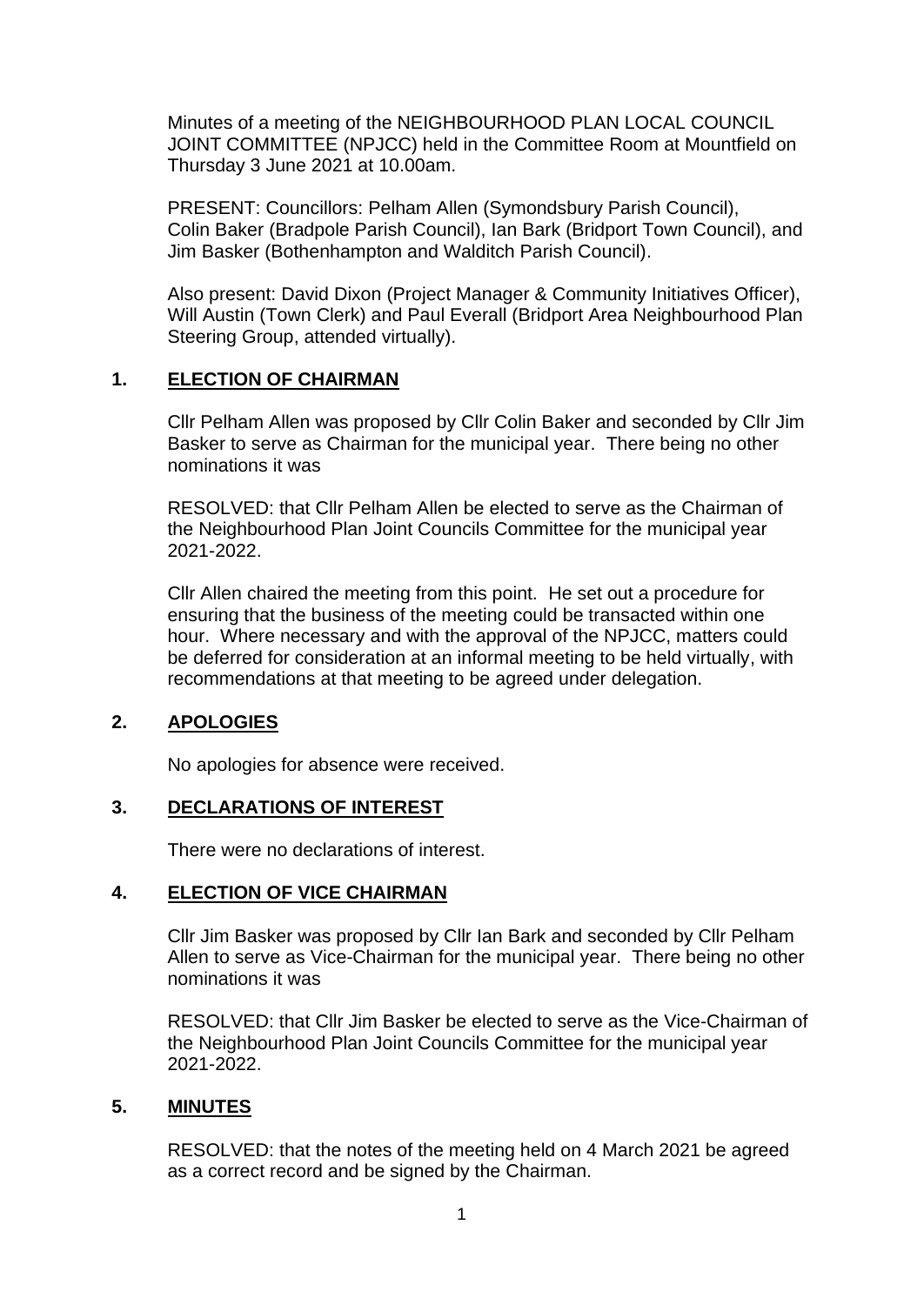Minutes of a meeting of the NEIGHBOURHOOD PLAN LOCAL COUNCIL JOINT COMMITTEE (NPJCC) held in the Committee Room at Mountfield on Thursday 3 June 2021 at 10.00am.

PRESENT: Councillors: Pelham Allen (Symondsbury Parish Council), Colin Baker (Bradpole Parish Council), Ian Bark (Bridport Town Council), and Jim Basker (Bothenhampton and Walditch Parish Council).

Also present: David Dixon (Project Manager & Community Initiatives Officer), Will Austin (Town Clerk) and Paul Everall (Bridport Area Neighbourhood Plan Steering Group, attended virtually).

## 1. ELECTION OF CHAIRMAN

Cllr Pelham Allen was proposed by Cllr Colin Baker and seconded by Cllr Jim Basker to serve as Chairman for the municipal year. There being no other nominations it was

RESOLVED: that Cllr Pelham Allen be elected to serve as the Chairman of the Neighbourhood Plan Joint Councils Committee for the municipal year 2021-2022.

Cllr Allen chaired the meeting from this point. He set out a procedure for ensuring that the business of the meeting could be transacted within one hour. Where necessary and with the approval of the NPJCC, matters could be deferred for consideration at an informal meeting to be held virtually, with recommendations at that meeting to be agreed under delegation.

## 2. APOLOGIES

No apologies for absence were received.

## 3. DECLARATIONS OF INTEREST

There were no declarations of interest.

## 4. ELECTION OF VICE CHAIRMAN

Cllr Jim Basker was proposed by Cllr Ian Bark and seconded by Cllr Pelham Allen to serve as Vice-Chairman for the municipal year. There being no other nominations it was

RESOLVED: that Cllr Jim Basker be elected to serve as the Vice-Chairman of the Neighbourhood Plan Joint Councils Committee for the municipal year 2021-2022.

## 5. MINUTES

RESOLVED: that the notes of the meeting held on 4 March 2021 be agreed as a correct record and be signed by the Chairman.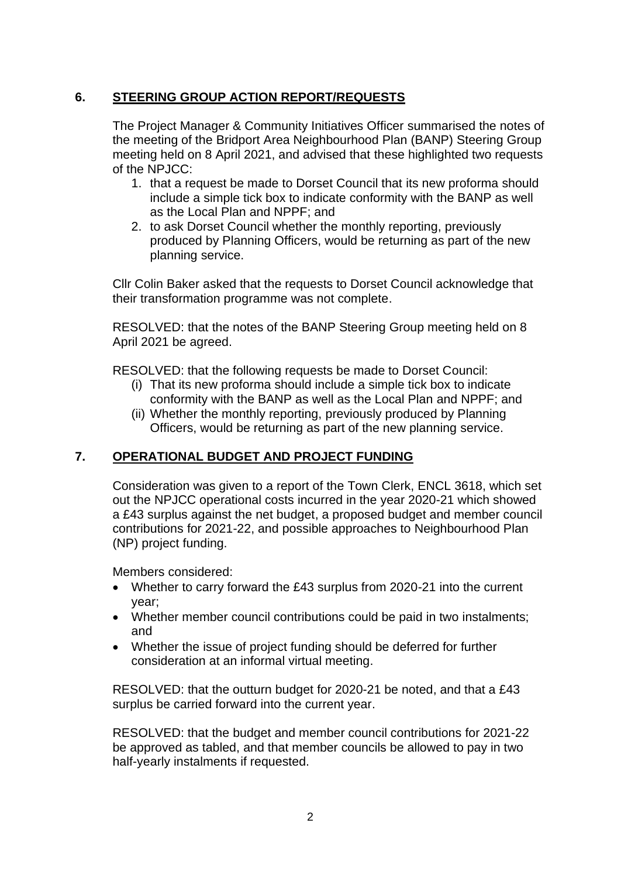## 6. STEERING GROUP ACTION REPORT/REQUESTS

The Project Manager & Community Initiatives Officer summarised the notes of the meeting of the Bridport Area Neighbourhood Plan (BANP) Steering Group meeting held on 8 April 2021, and advised that these highlighted two requests of the NPJCC:

1. that a request be made to Dorset Council that its new proforma should include a simple tick box to indicate conformity with the BANP as well as the Local Plan and NPPF; and
2. to ask Dorset Council whether the monthly reporting, previously produced by Planning Officers, would be returning as part of the new planning service.

Cllr Colin Baker asked that the requests to Dorset Council acknowledge that their transformation programme was not complete.

RESOLVED: that the notes of the BANP Steering Group meeting held on 8 April 2021 be agreed.

RESOLVED: that the following requests be made to Dorset Council:

(i) That its new proforma should include a simple tick box to indicate conformity with the BANP as well as the Local Plan and NPPF; and
(ii) Whether the monthly reporting, previously produced by Planning Officers, would be returning as part of the new planning service.

## 7. OPERATIONAL BUDGET AND PROJECT FUNDING

Consideration was given to a report of the Town Clerk, ENCL 3618, which set out the NPJCC operational costs incurred in the year 2020-21 which showed a £43 surplus against the net budget, a proposed budget and member council contributions for 2021-22, and possible approaches to Neighbourhood Plan (NP) project funding.

Members considered:

- Whether to carry forward the £43 surplus from 2020-21 into the current year;
- Whether member council contributions could be paid in two instalments; and
- Whether the issue of project funding should be deferred for further consideration at an informal virtual meeting.

RESOLVED: that the outturn budget for 2020-21 be noted, and that a £43 surplus be carried forward into the current year.

RESOLVED: that the budget and member council contributions for 2021-22 be approved as tabled, and that member councils be allowed to pay in two half-yearly instalments if requested.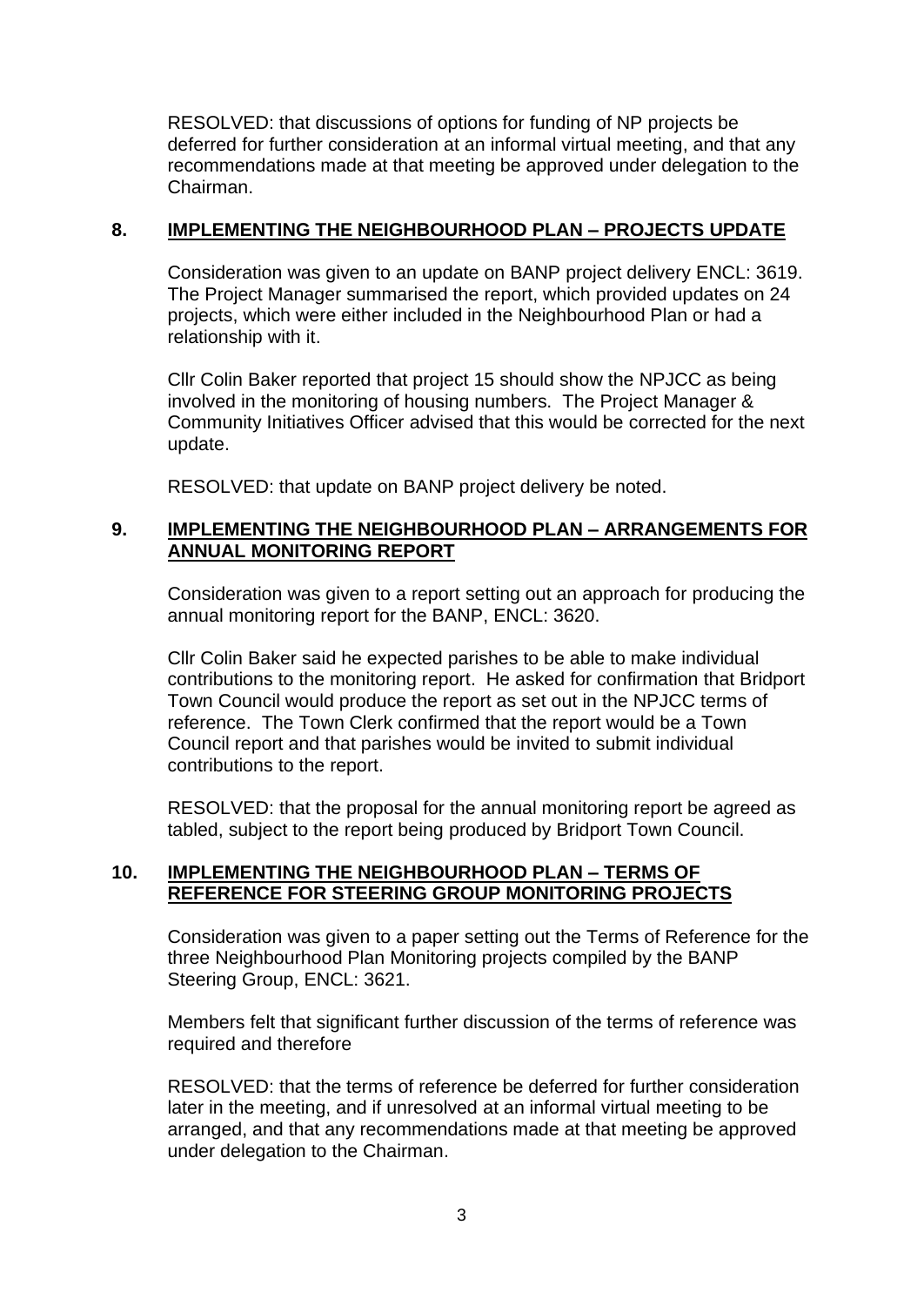RESOLVED: that discussions of options for funding of NP projects be deferred for further consideration at an informal virtual meeting, and that any recommendations made at that meeting be approved under delegation to the Chairman.

## 8. IMPLEMENTING THE NEIGHBOURHOOD PLAN – PROJECTS UPDATE

Consideration was given to an update on BANP project delivery ENCL: 3619. The Project Manager summarised the report, which provided updates on 24 projects, which were either included in the Neighbourhood Plan or had a relationship with it.

Cllr Colin Baker reported that project 15 should show the NPJCC as being involved in the monitoring of housing numbers. The Project Manager & Community Initiatives Officer advised that this would be corrected for the next update.

RESOLVED: that update on BANP project delivery be noted.

## 9. IMPLEMENTING THE NEIGHBOURHOOD PLAN – ARRANGEMENTS FOR ANNUAL MONITORING REPORT

Consideration was given to a report setting out an approach for producing the annual monitoring report for the BANP, ENCL: 3620.

Cllr Colin Baker said he expected parishes to be able to make individual contributions to the monitoring report. He asked for confirmation that Bridport Town Council would produce the report as set out in the NPJCC terms of reference. The Town Clerk confirmed that the report would be a Town Council report and that parishes would be invited to submit individual contributions to the report.

RESOLVED: that the proposal for the annual monitoring report be agreed as tabled, subject to the report being produced by Bridport Town Council.

## 10. IMPLEMENTING THE NEIGHBOURHOOD PLAN – TERMS OF REFERENCE FOR STEERING GROUP MONITORING PROJECTS

Consideration was given to a paper setting out the Terms of Reference for the three Neighbourhood Plan Monitoring projects compiled by the BANP Steering Group, ENCL: 3621.

Members felt that significant further discussion of the terms of reference was required and therefore

RESOLVED: that the terms of reference be deferred for further consideration later in the meeting, and if unresolved at an informal virtual meeting to be arranged, and that any recommendations made at that meeting be approved under delegation to the Chairman.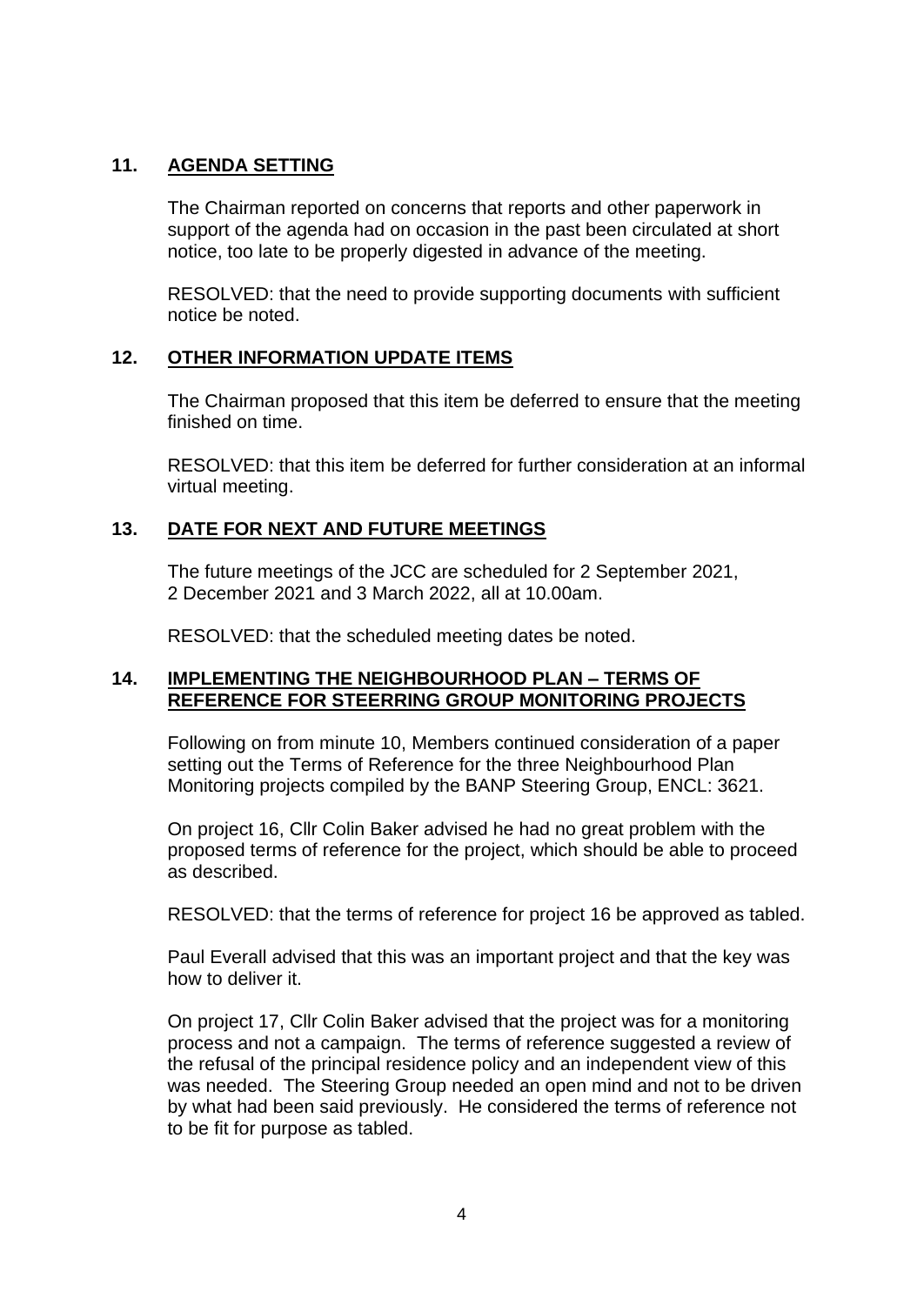## 11. AGENDA SETTING

The Chairman reported on concerns that reports and other paperwork in support of the agenda had on occasion in the past been circulated at short notice, too late to be properly digested in advance of the meeting.

RESOLVED: that the need to provide supporting documents with sufficient notice be noted.

## 12. OTHER INFORMATION UPDATE ITEMS

The Chairman proposed that this item be deferred to ensure that the meeting finished on time.

RESOLVED: that this item be deferred for further consideration at an informal virtual meeting.

## 13. DATE FOR NEXT AND FUTURE MEETINGS

The future meetings of the JCC are scheduled for 2 September 2021, 2 December 2021 and 3 March 2022, all at 10.00am.

RESOLVED: that the scheduled meeting dates be noted.

## 14. IMPLEMENTING THE NEIGHBOURHOOD PLAN – TERMS OF REFERENCE FOR STEERRING GROUP MONITORING PROJECTS

Following on from minute 10, Members continued consideration of a paper setting out the Terms of Reference for the three Neighbourhood Plan Monitoring projects compiled by the BANP Steering Group, ENCL: 3621.

On project 16, Cllr Colin Baker advised he had no great problem with the proposed terms of reference for the project, which should be able to proceed as described.

RESOLVED: that the terms of reference for project 16 be approved as tabled.

Paul Everall advised that this was an important project and that the key was how to deliver it.

On project 17, Cllr Colin Baker advised that the project was for a monitoring process and not a campaign. The terms of reference suggested a review of the refusal of the principal residence policy and an independent view of this was needed. The Steering Group needed an open mind and not to be driven by what had been said previously. He considered the terms of reference not to be fit for purpose as tabled.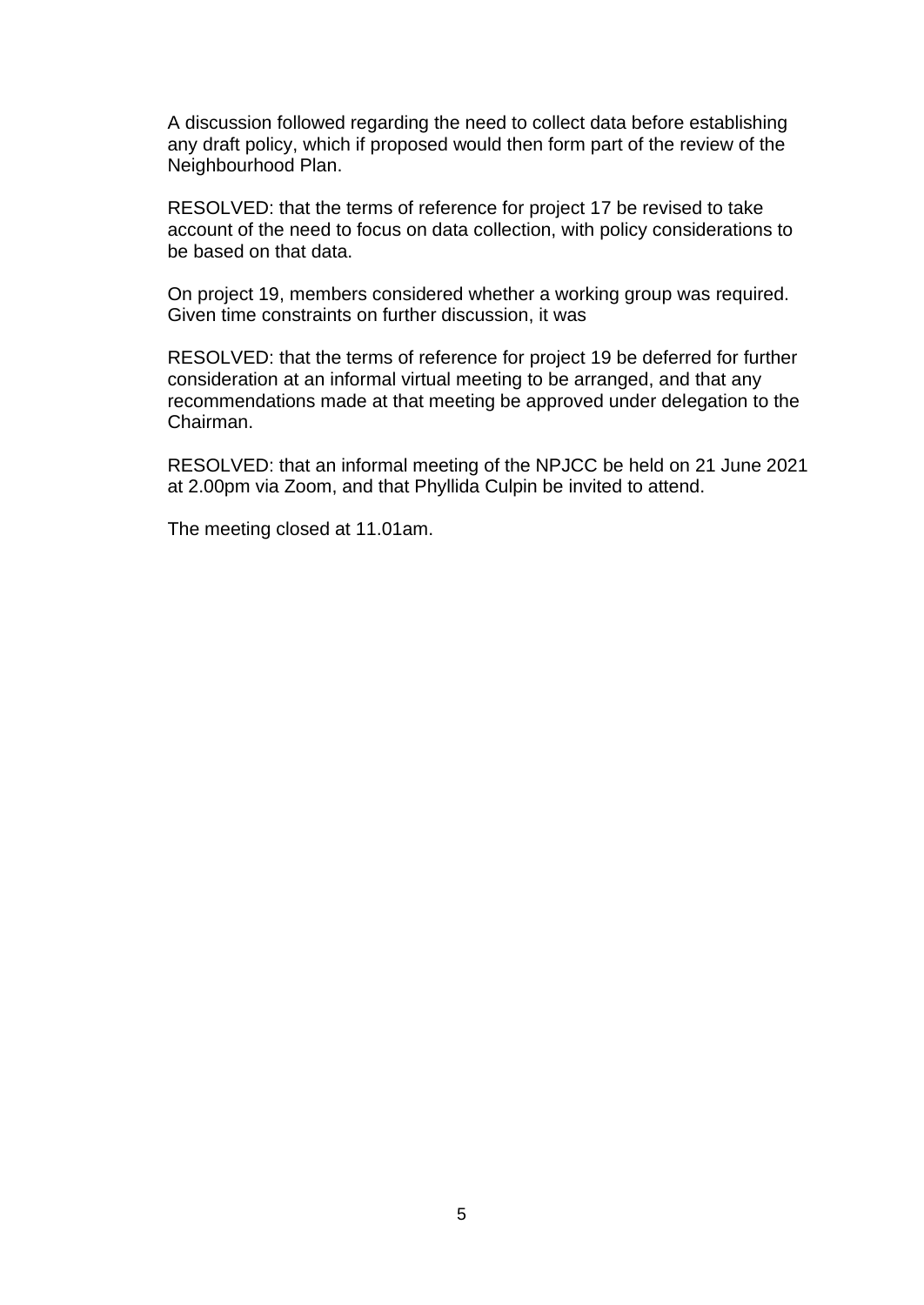A discussion followed regarding the need to collect data before establishing any draft policy, which if proposed would then form part of the review of the Neighbourhood Plan.

RESOLVED: that the terms of reference for project 17 be revised to take account of the need to focus on data collection, with policy considerations to be based on that data.

On project 19, members considered whether a working group was required. Given time constraints on further discussion, it was

RESOLVED: that the terms of reference for project 19 be deferred for further consideration at an informal virtual meeting to be arranged, and that any recommendations made at that meeting be approved under delegation to the Chairman.

RESOLVED: that an informal meeting of the NPJCC be held on 21 June 2021 at 2.00pm via Zoom, and that Phyllida Culpin be invited to attend.

The meeting closed at 11.01am.